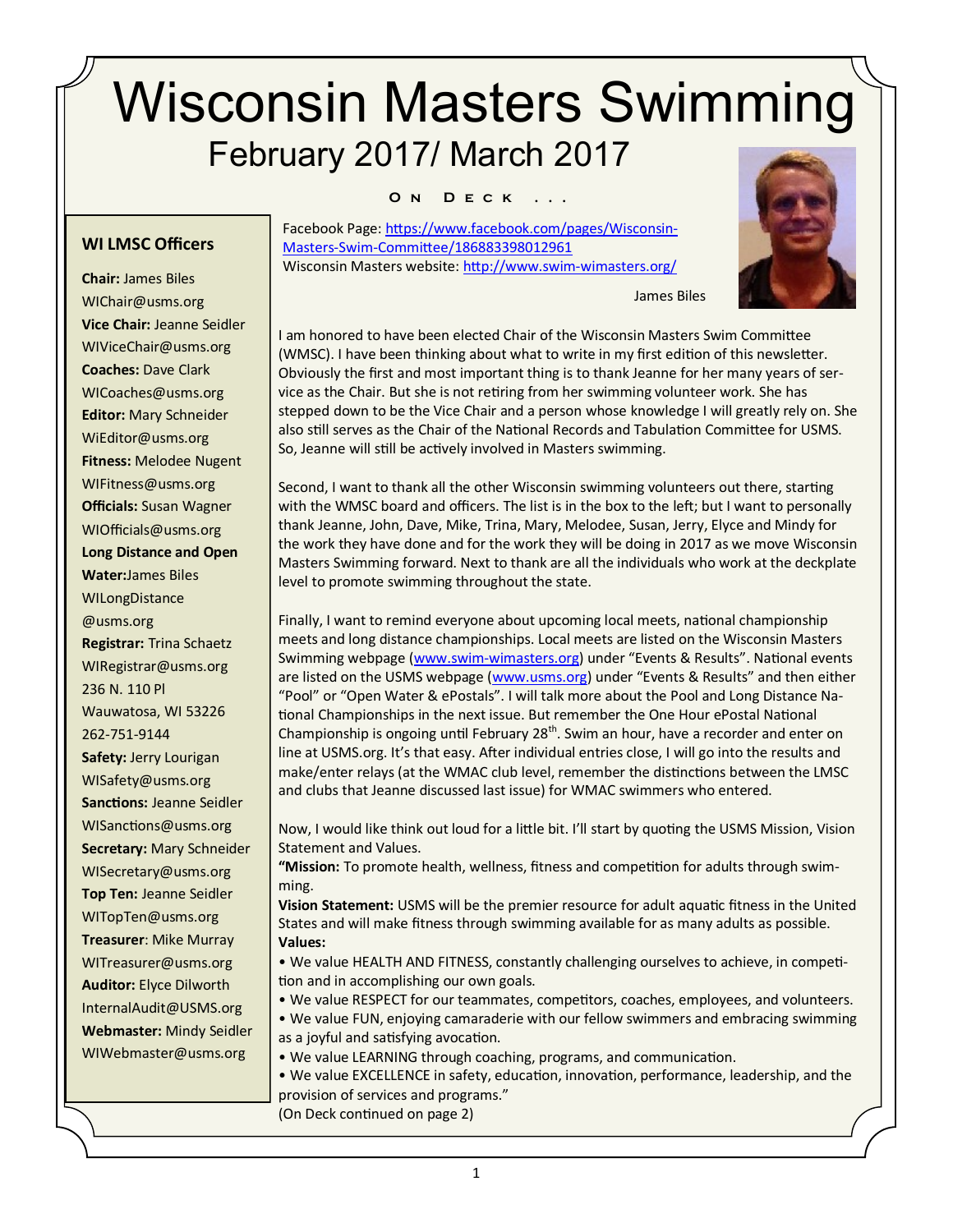# Wisconsin Masters Swimming

## February 2017/ March 2017

### On Deck . . .

**WI LMSC Officers**

**Chair:** James Biles
WIChair@usms.org
**Vice Chair:** Jeanne Seidler
WIViceChair@usms.org
**Coaches:** Dave Clark
WICoaches@usms.org
**Editor:** Mary Schneider
WiEditor@usms.org
**Fitness:** Melodee Nugent
WIFitness@usms.org
**Officials:** Susan Wagner
WIOfficials@usms.org
**Long Distance and Open Water:** James Biles
WILongDistance@usms.org
**Registrar:** Trina Schaetz
WIRegistrar@usms.org
236 N. 110 Pl
Wauwatosa, WI 53226
262-751-9144
**Safety:** Jerry Lourigan
WISafety@usms.org
**Sanctions:** Jeanne Seidler
WISanctions@usms.org
**Secretary:** Mary Schneider
WISecretary@usms.org
**Top Ten:** Jeanne Seidler
WITopTen@usms.org
**Treasurer**: Mike Murray
WITreasurer@usms.org
**Auditor:** Elyce Dilworth
InternalAudit@USMS.org
**Webmaster:** Mindy Seidler
WIWebmaster@usms.org

Facebook Page: https://www.facebook.com/pages/Wisconsin-Masters-Swim-Committee/186883398012961
Wisconsin Masters website: http://www.swim-wimasters.org/

James Biles

I am honored to have been elected Chair of the Wisconsin Masters Swim Committee (WMSC). I have been thinking about what to write in my first edition of this newsletter. Obviously the first and most important thing is to thank Jeanne for her many years of service as the Chair. But she is not retiring from her swimming volunteer work. She has stepped down to be the Vice Chair and a person whose knowledge I will greatly rely on. She also still serves as the Chair of the National Records and Tabulation Committee for USMS. So, Jeanne will still be actively involved in Masters swimming.

Second, I want to thank all the other Wisconsin swimming volunteers out there, starting with the WMSC board and officers. The list is in the box to the left; but I want to personally thank Jeanne, John, Dave, Mike, Trina, Mary, Melodee, Susan, Jerry, Elyce and Mindy for the work they have done and for the work they will be doing in 2017 as we move Wisconsin Masters Swimming forward. Next to thank are all the individuals who work at the deckplate level to promote swimming throughout the state.

Finally, I want to remind everyone about upcoming local meets, national championship meets and long distance championships. Local meets are listed on the Wisconsin Masters Swimming webpage (www.swim-wimasters.org) under "Events & Results". National events are listed on the USMS webpage (www.usms.org) under "Events & Results" and then either "Pool" or "Open Water & ePostals". I will talk more about the Pool and Long Distance National Championships in the next issue. But remember the One Hour ePostal National Championship is ongoing until February 28th. Swim an hour, have a recorder and enter on line at USMS.org. It's that easy. After individual entries close, I will go into the results and make/enter relays (at the WMAC club level, remember the distinctions between the LMSC and clubs that Jeanne discussed last issue) for WMAC swimmers who entered.

Now, I would like think out loud for a little bit. I'll start by quoting the USMS Mission, Vision Statement and Values.

**"Mission:** To promote health, wellness, fitness and competition for adults through swimming.
**Vision Statement:** USMS will be the premier resource for adult aquatic fitness in the United States and will make fitness through swimming available for as many adults as possible.
**Values:**

- We value HEALTH AND FITNESS, constantly challenging ourselves to achieve, in competition and in accomplishing our own goals.
- We value RESPECT for our teammates, competitors, coaches, employees, and volunteers.
- We value FUN, enjoying camaraderie with our fellow swimmers and embracing swimming as a joyful and satisfying avocation.
- We value LEARNING through coaching, programs, and communication.
- We value EXCELLENCE in safety, education, innovation, performance, leadership, and the provision of services and programs."

(On Deck continued on page 2)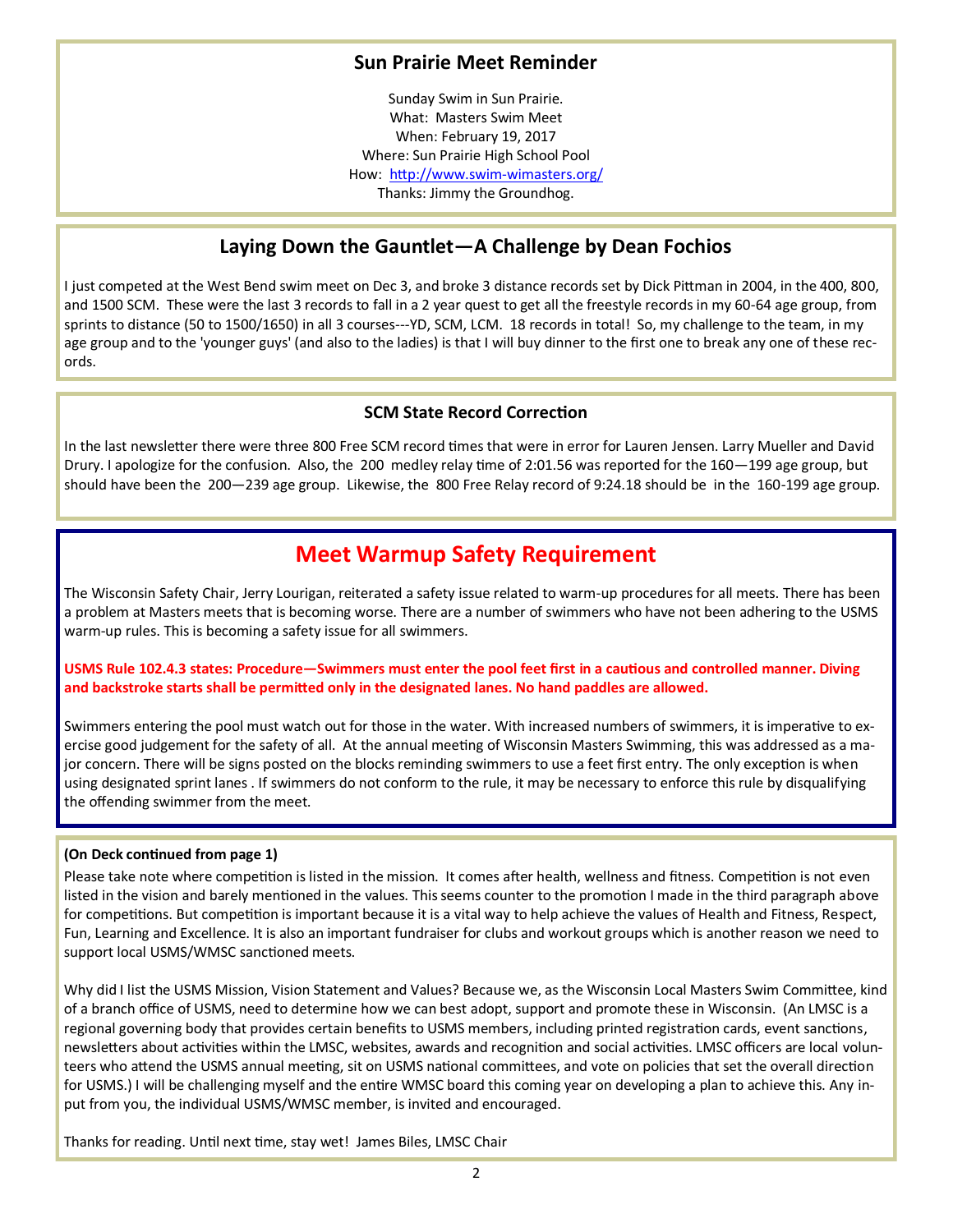## Sun Prairie Meet Reminder

Sunday Swim in Sun Prairie.
What: Masters Swim Meet
When: February 19, 2017
Where: Sun Prairie High School Pool
How: http://www.swim-wimasters.org/
Thanks: Jimmy the Groundhog.

## Laying Down the Gauntlet—A Challenge by Dean Fochios

I just competed at the West Bend swim meet on Dec 3, and broke 3 distance records set by Dick Pittman in 2004, in the 400, 800, and 1500 SCM. These were the last 3 records to fall in a 2 year quest to get all the freestyle records in my 60-64 age group, from sprints to distance (50 to 1500/1650) in all 3 courses---YD, SCM, LCM. 18 records in total! So, my challenge to the team, in my age group and to the 'younger guys' (and also to the ladies) is that I will buy dinner to the first one to break any one of these records.

### SCM State Record Correction

In the last newsletter there were three 800 Free SCM record times that were in error for Lauren Jensen. Larry Mueller and David Drury. I apologize for the confusion. Also, the 200 medley relay time of 2:01.56 was reported for the 160—199 age group, but should have been the 200—239 age group. Likewise, the 800 Free Relay record of 9:24.18 should be in the 160-199 age group.

## Meet Warmup Safety Requirement

The Wisconsin Safety Chair, Jerry Lourigan, reiterated a safety issue related to warm-up procedures for all meets. There has been a problem at Masters meets that is becoming worse. There are a number of swimmers who have not been adhering to the USMS warm-up rules. This is becoming a safety issue for all swimmers.

**USMS Rule 102.4.3 states: Procedure—Swimmers must enter the pool feet first in a cautious and controlled manner. Diving and backstroke starts shall be permitted only in the designated lanes. No hand paddles are allowed.**

Swimmers entering the pool must watch out for those in the water. With increased numbers of swimmers, it is imperative to exercise good judgement for the safety of all. At the annual meeting of Wisconsin Masters Swimming, this was addressed as a major concern. There will be signs posted on the blocks reminding swimmers to use a feet first entry. The only exception is when using designated sprint lanes . If swimmers do not conform to the rule, it may be necessary to enforce this rule by disqualifying the offending swimmer from the meet.

**(On Deck continued from page 1)**

Please take note where competition is listed in the mission. It comes after health, wellness and fitness. Competition is not even listed in the vision and barely mentioned in the values. This seems counter to the promotion I made in the third paragraph above for competitions. But competition is important because it is a vital way to help achieve the values of Health and Fitness, Respect, Fun, Learning and Excellence. It is also an important fundraiser for clubs and workout groups which is another reason we need to support local USMS/WMSC sanctioned meets.

Why did I list the USMS Mission, Vision Statement and Values? Because we, as the Wisconsin Local Masters Swim Committee, kind of a branch office of USMS, need to determine how we can best adopt, support and promote these in Wisconsin. (An LMSC is a regional governing body that provides certain benefits to USMS members, including printed registration cards, event sanctions, newsletters about activities within the LMSC, websites, awards and recognition and social activities. LMSC officers are local volunteers who attend the USMS annual meeting, sit on USMS national committees, and vote on policies that set the overall direction for USMS.) I will be challenging myself and the entire WMSC board this coming year on developing a plan to achieve this. Any input from you, the individual USMS/WMSC member, is invited and encouraged.

Thanks for reading. Until next time, stay wet! James Biles, LMSC Chair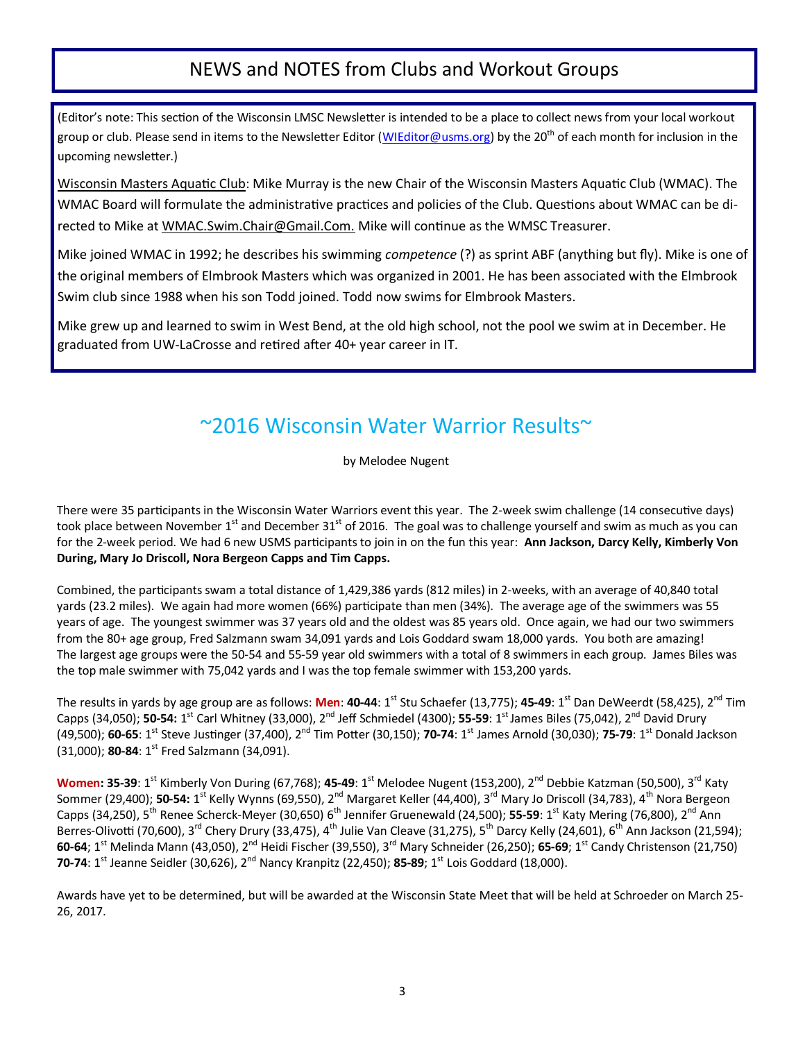## NEWS and NOTES from Clubs and Workout Groups

(Editor's note: This section of the Wisconsin LMSC Newsletter is intended to be a place to collect news from your local workout group or club. Please send in items to the Newsletter Editor (WIEditor@usms.org) by the 20th of each month for inclusion in the upcoming newsletter.)

Wisconsin Masters Aquatic Club: Mike Murray is the new Chair of the Wisconsin Masters Aquatic Club (WMAC). The WMAC Board will formulate the administrative practices and policies of the Club. Questions about WMAC can be directed to Mike at WMAC.Swim.Chair@Gmail.Com. Mike will continue as the WMSC Treasurer.

Mike joined WMAC in 1992; he describes his swimming *competence* (?) as sprint ABF (anything but fly). Mike is one of the original members of Elmbrook Masters which was organized in 2001. He has been associated with the Elmbrook Swim club since 1988 when his son Todd joined. Todd now swims for Elmbrook Masters.

Mike grew up and learned to swim in West Bend, at the old high school, not the pool we swim at in December. He graduated from UW-LaCrosse and retired after 40+ year career in IT.

# ~2016 Wisconsin Water Warrior Results~

by Melodee Nugent

There were 35 participants in the Wisconsin Water Warriors event this year. The 2-week swim challenge (14 consecutive days) took place between November 1st and December 31st of 2016. The goal was to challenge yourself and swim as much as you can for the 2-week period. We had 6 new USMS participants to join in on the fun this year: **Ann Jackson, Darcy Kelly, Kimberly Von During, Mary Jo Driscoll, Nora Bergeon Capps and Tim Capps.**

Combined, the participants swam a total distance of 1,429,386 yards (812 miles) in 2-weeks, with an average of 40,840 total yards (23.2 miles). We again had more women (66%) participate than men (34%). The average age of the swimmers was 55 years of age. The youngest swimmer was 37 years old and the oldest was 85 years old. Once again, we had our two swimmers from the 80+ age group, Fred Salzmann swam 34,091 yards and Lois Goddard swam 18,000 yards. You both are amazing! The largest age groups were the 50-54 and 55-59 year old swimmers with a total of 8 swimmers in each group. James Biles was the top male swimmer with 75,042 yards and I was the top female swimmer with 153,200 yards.

The results in yards by age group are as follows: **Men**: **40-44**: 1st Stu Schaefer (13,775); **45-49**: 1st Dan DeWeerdt (58,425), 2nd Tim Capps (34,050); **50-54:** 1st Carl Whitney (33,000), 2nd Jeff Schmiedel (4300); **55-59**: 1st James Biles (75,042), 2nd David Drury (49,500); **60-65**: 1st Steve Justinger (37,400), 2nd Tim Potter (30,150); **70-74**: 1st James Arnold (30,030); **75-79**: 1st Donald Jackson (31,000); **80-84**: 1st Fred Salzmann (34,091).

**Women: 35-39**: 1st Kimberly Von During (67,768); **45-49**: 1st Melodee Nugent (153,200), 2nd Debbie Katzman (50,500), 3rd Katy Sommer (29,400); **50-54:** 1st Kelly Wynns (69,550), 2nd Margaret Keller (44,400), 3rd Mary Jo Driscoll (34,783), 4th Nora Bergeon Capps (34,250), 5th Renee Scherck-Meyer (30,650) 6th Jennifer Gruenewald (24,500); **55-59**: 1st Katy Mering (76,800), 2nd Ann Berres-Olivotti (70,600), 3rd Chery Drury (33,475), 4th Julie Van Cleave (31,275), 5th Darcy Kelly (24,601), 6th Ann Jackson (21,594); **60-64**; 1st Melinda Mann (43,050), 2nd Heidi Fischer (39,550), 3rd Mary Schneider (26,250); **65-69**; 1st Candy Christenson (21,750) **70-74**: 1st Jeanne Seidler (30,626), 2nd Nancy Kranpitz (22,450); **85-89**; 1st Lois Goddard (18,000).

Awards have yet to be determined, but will be awarded at the Wisconsin State Meet that will be held at Schroeder on March 25-26, 2017.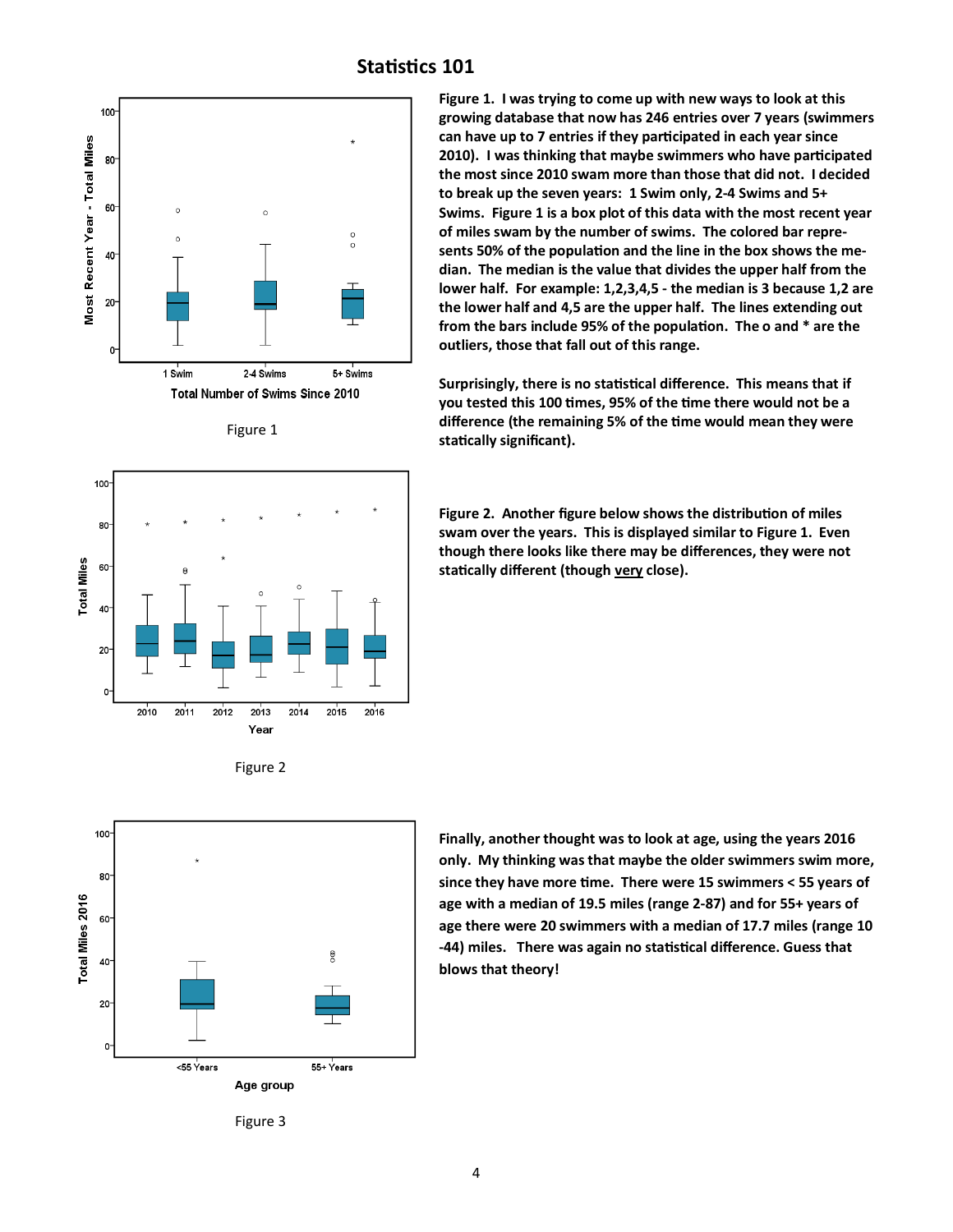# Statistics 101

Figure 1

**Figure 1. I was trying to come up with new ways to look at this growing database that now has 246 entries over 7 years (swimmers can have up to 7 entries if they participated in each year since 2010). I was thinking that maybe swimmers who have participated the most since 2010 swam more than those that did not. I decided to break up the seven years: 1 Swim only, 2-4 Swims and 5+ Swims. Figure 1 is a box plot of this data with the most recent year of miles swam by the number of swims. The colored bar represents 50% of the population and the line in the box shows the median. The median is the value that divides the upper half from the lower half. For example: 1,2,3,4,5 - the median is 3 because 1,2 are the lower half and 4,5 are the upper half. The lines extending out from the bars include 95% of the population. The o and * are the outliers, those that fall out of this range.**

**Surprisingly, there is no statistical difference. This means that if you tested this 100 times, 95% of the time there would not be a difference (the remaining 5% of the time would mean they were statically significant).**

Figure 2

**Figure 2. Another figure below shows the distribution of miles swam over the years. This is displayed similar to Figure 1. Even though there looks like there may be differences, they were not statically different (though <u>very</u> close).**

Figure 3

**Finally, another thought was to look at age, using the years 2016 only. My thinking was that maybe the older swimmers swim more, since they have more time. There were 15 swimmers < 55 years of age with a median of 19.5 miles (range 2-87) and for 55+ years of age there were 20 swimmers with a median of 17.7 miles (range 10 -44) miles. There was again no statistical difference. Guess that blows that theory!**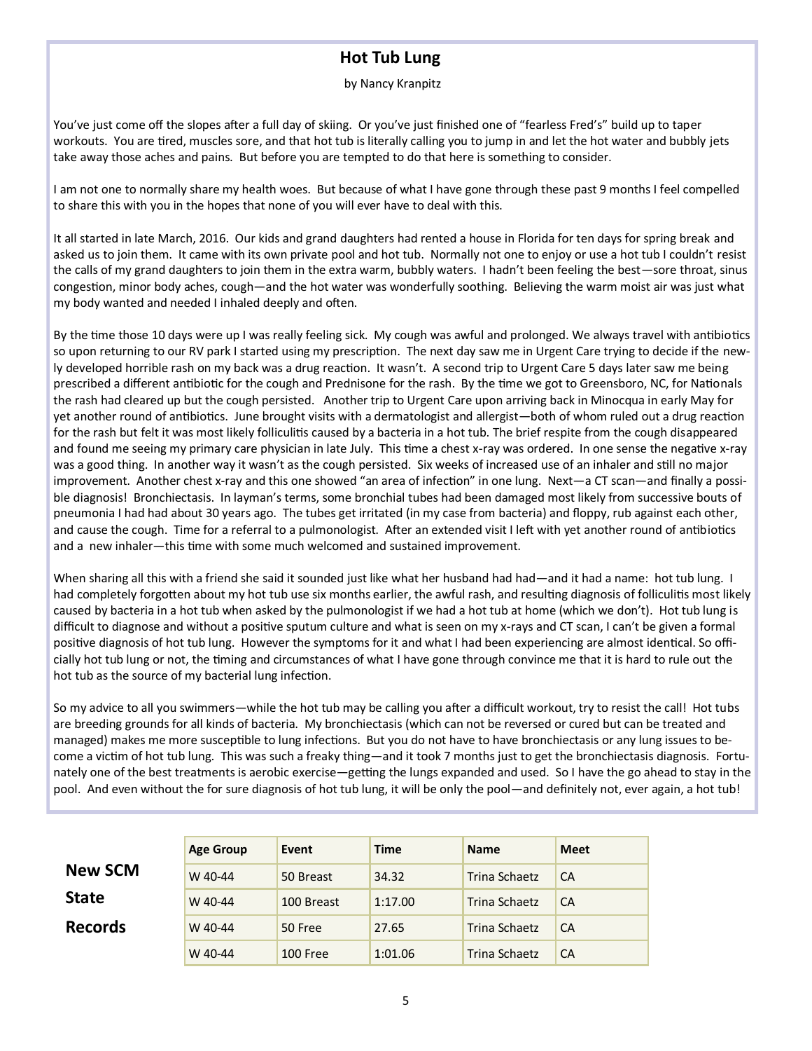# Hot Tub Lung

by Nancy Kranpitz

You've just come off the slopes after a full day of skiing. Or you've just finished one of "fearless Fred's" build up to taper workouts. You are tired, muscles sore, and that hot tub is literally calling you to jump in and let the hot water and bubbly jets take away those aches and pains. But before you are tempted to do that here is something to consider.

I am not one to normally share my health woes. But because of what I have gone through these past 9 months I feel compelled to share this with you in the hopes that none of you will ever have to deal with this.

It all started in late March, 2016. Our kids and grand daughters had rented a house in Florida for ten days for spring break and asked us to join them. It came with its own private pool and hot tub. Normally not one to enjoy or use a hot tub I couldn't resist the calls of my grand daughters to join them in the extra warm, bubbly waters. I hadn't been feeling the best—sore throat, sinus congestion, minor body aches, cough—and the hot water was wonderfully soothing. Believing the warm moist air was just what my body wanted and needed I inhaled deeply and often.

By the time those 10 days were up I was really feeling sick. My cough was awful and prolonged. We always travel with antibiotics so upon returning to our RV park I started using my prescription. The next day saw me in Urgent Care trying to decide if the newly developed horrible rash on my back was a drug reaction. It wasn't. A second trip to Urgent Care 5 days later saw me being prescribed a different antibiotic for the cough and Prednisone for the rash. By the time we got to Greensboro, NC, for Nationals the rash had cleared up but the cough persisted. Another trip to Urgent Care upon arriving back in Minocqua in early May for yet another round of antibiotics. June brought visits with a dermatologist and allergist—both of whom ruled out a drug reaction for the rash but felt it was most likely folliculitis caused by a bacteria in a hot tub. The brief respite from the cough disappeared and found me seeing my primary care physician in late July. This time a chest x-ray was ordered. In one sense the negative x-ray was a good thing. In another way it wasn't as the cough persisted. Six weeks of increased use of an inhaler and still no major improvement. Another chest x-ray and this one showed "an area of infection" in one lung. Next—a CT scan—and finally a possible diagnosis! Bronchiectasis. In layman's terms, some bronchial tubes had been damaged most likely from successive bouts of pneumonia I had had about 30 years ago. The tubes get irritated (in my case from bacteria) and floppy, rub against each other, and cause the cough. Time for a referral to a pulmonologist. After an extended visit I left with yet another round of antibiotics and a new inhaler—this time with some much welcomed and sustained improvement.

When sharing all this with a friend she said it sounded just like what her husband had had—and it had a name: hot tub lung. I had completely forgotten about my hot tub use six months earlier, the awful rash, and resulting diagnosis of folliculitis most likely caused by bacteria in a hot tub when asked by the pulmonologist if we had a hot tub at home (which we don't). Hot tub lung is difficult to diagnose and without a positive sputum culture and what is seen on my x-rays and CT scan, I can't be given a formal positive diagnosis of hot tub lung. However the symptoms for it and what I had been experiencing are almost identical. So officially hot tub lung or not, the timing and circumstances of what I have gone through convince me that it is hard to rule out the hot tub as the source of my bacterial lung infection.

So my advice to all you swimmers—while the hot tub may be calling you after a difficult workout, try to resist the call! Hot tubs are breeding grounds for all kinds of bacteria. My bronchiectasis (which can not be reversed or cured but can be treated and managed) makes me more susceptible to lung infections. But you do not have to have bronchiectasis or any lung issues to become a victim of hot tub lung. This was such a freaky thing—and it took 7 months just to get the bronchiectasis diagnosis. Fortunately one of the best treatments is aerobic exercise—getting the lungs expanded and used. So I have the go ahead to stay in the pool. And even without the for sure diagnosis of hot tub lung, it will be only the pool—and definitely not, ever again, a hot tub!

## New SCM State Records

| Age Group | Event | Time | Name | Meet |
|---|---|---|---|---|
| W 40-44 | 50 Breast | 34.32 | Trina Schaetz | CA |
| W 40-44 | 100 Breast | 1:17.00 | Trina Schaetz | CA |
| W 40-44 | 50 Free | 27.65 | Trina Schaetz | CA |
| W 40-44 | 100 Free | 1:01.06 | Trina Schaetz | CA |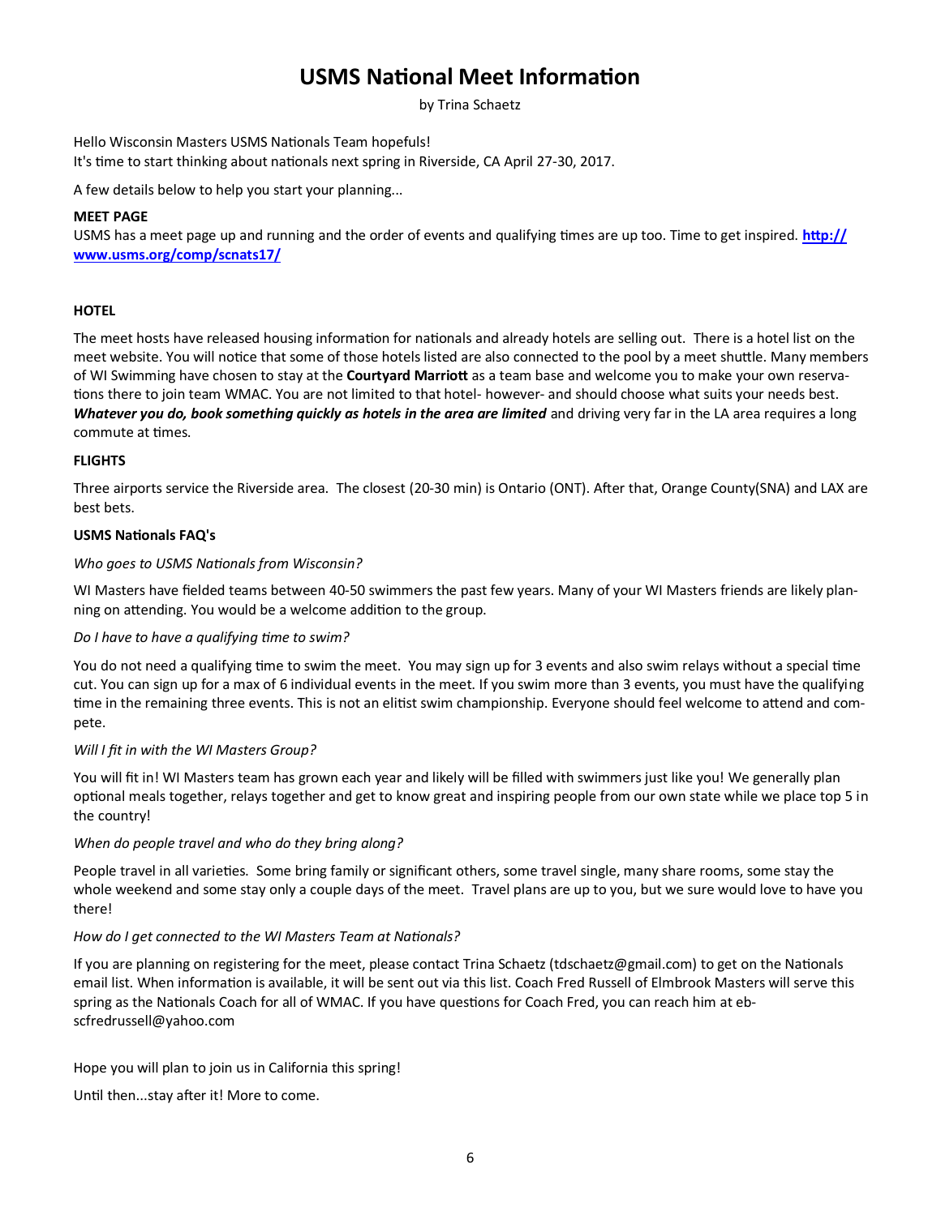# USMS National Meet Information

by Trina Schaetz

Hello Wisconsin Masters USMS Nationals Team hopefuls!
It's time to start thinking about nationals next spring in Riverside, CA April 27-30, 2017.

A few details below to help you start your planning...

**MEET PAGE**

USMS has a meet page up and running and the order of events and qualifying times are up too. Time to get inspired. **http://www.usms.org/comp/scnats17/**

**HOTEL**

The meet hosts have released housing information for nationals and already hotels are selling out. There is a hotel list on the meet website. You will notice that some of those hotels listed are also connected to the pool by a meet shuttle. Many members of WI Swimming have chosen to stay at the **Courtyard Marriott** as a team base and welcome you to make your own reservations there to join team WMAC. You are not limited to that hotel- however- and should choose what suits your needs best. ***Whatever you do, book something quickly as hotels in the area are limited*** and driving very far in the LA area requires a long commute at times.

**FLIGHTS**

Three airports service the Riverside area. The closest (20-30 min) is Ontario (ONT). After that, Orange County(SNA) and LAX are best bets.

**USMS Nationals FAQ's**

*Who goes to USMS Nationals from Wisconsin?*

WI Masters have fielded teams between 40-50 swimmers the past few years. Many of your WI Masters friends are likely planning on attending. You would be a welcome addition to the group.

*Do I have to have a qualifying time to swim?*

You do not need a qualifying time to swim the meet. You may sign up for 3 events and also swim relays without a special time cut. You can sign up for a max of 6 individual events in the meet. If you swim more than 3 events, you must have the qualifying time in the remaining three events. This is not an elitist swim championship. Everyone should feel welcome to attend and compete.

*Will I fit in with the WI Masters Group?*

You will fit in! WI Masters team has grown each year and likely will be filled with swimmers just like you! We generally plan optional meals together, relays together and get to know great and inspiring people from our own state while we place top 5 in the country!

*When do people travel and who do they bring along?*

People travel in all varieties. Some bring family or significant others, some travel single, many share rooms, some stay the whole weekend and some stay only a couple days of the meet. Travel plans are up to you, but we sure would love to have you there!

*How do I get connected to the WI Masters Team at Nationals?*

If you are planning on registering for the meet, please contact Trina Schaetz (tdschaetz@gmail.com) to get on the Nationals email list. When information is available, it will be sent out via this list. Coach Fred Russell of Elmbrook Masters will serve this spring as the Nationals Coach for all of WMAC. If you have questions for Coach Fred, you can reach him at ebscfredrussell@yahoo.com

Hope you will plan to join us in California this spring!

Until then...stay after it! More to come.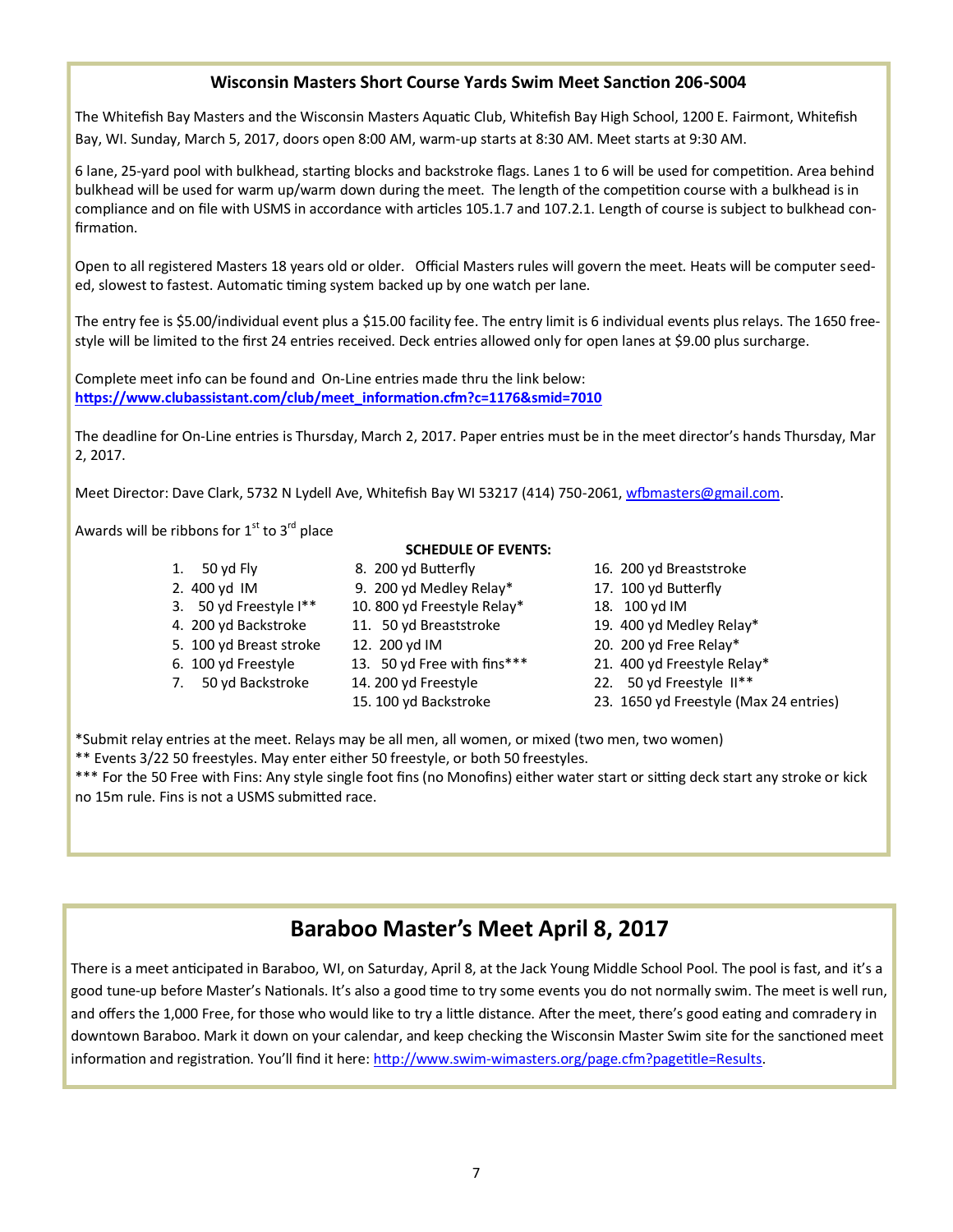## Wisconsin Masters Short Course Yards Swim Meet Sanction 206-S004

The Whitefish Bay Masters and the Wisconsin Masters Aquatic Club, Whitefish Bay High School, 1200 E. Fairmont, Whitefish Bay, WI. Sunday, March 5, 2017, doors open 8:00 AM, warm-up starts at 8:30 AM. Meet starts at 9:30 AM.

6 lane, 25-yard pool with bulkhead, starting blocks and backstroke flags. Lanes 1 to 6 will be used for competition. Area behind bulkhead will be used for warm up/warm down during the meet. The length of the competition course with a bulkhead is in compliance and on file with USMS in accordance with articles 105.1.7 and 107.2.1. Length of course is subject to bulkhead confirmation.

Open to all registered Masters 18 years old or older. Official Masters rules will govern the meet. Heats will be computer seeded, slowest to fastest. Automatic timing system backed up by one watch per lane.

The entry fee is $5.00/individual event plus a $15.00 facility fee. The entry limit is 6 individual events plus relays. The 1650 freestyle will be limited to the first 24 entries received. Deck entries allowed only for open lanes at $9.00 plus surcharge.

Complete meet info can be found and On-Line entries made thru the link below:
**https://www.clubassistant.com/club/meet_information.cfm?c=1176&smid=7010**

The deadline for On-Line entries is Thursday, March 2, 2017. Paper entries must be in the meet director's hands Thursday, Mar 2, 2017.

Meet Director: Dave Clark, 5732 N Lydell Ave, Whitefish Bay WI 53217 (414) 750-2061, wfbmasters@gmail.com.

Awards will be ribbons for 1st to 3rd place

**SCHEDULE OF EVENTS:**

1. 50 yd Fly
2. 400 yd IM
3. 50 yd Freestyle I**
4. 200 yd Backstroke
5. 100 yd Breast stroke
6. 100 yd Freestyle
7. 50 yd Backstroke
8. 200 yd Butterfly
9. 200 yd Medley Relay*
10. 800 yd Freestyle Relay*
11. 50 yd Breaststroke
12. 200 yd IM
13. 50 yd Free with fins***
14. 200 yd Freestyle
15. 100 yd Backstroke
16. 200 yd Breaststroke
17. 100 yd Butterfly
18. 100 yd IM
19. 400 yd Medley Relay*
20. 200 yd Free Relay*
21. 400 yd Freestyle Relay*
22. 50 yd Freestyle II**
23. 1650 yd Freestyle (Max 24 entries)

*Submit relay entries at the meet. Relays may be all men, all women, or mixed (two men, two women)

** Events 3/22 50 freestyles. May enter either 50 freestyle, or both 50 freestyles.

*** For the 50 Free with Fins: Any style single foot fins (no Monofins) either water start or sitting deck start any stroke or kick no 15m rule. Fins is not a USMS submitted race.

## Baraboo Master's Meet April 8, 2017

There is a meet anticipated in Baraboo, WI, on Saturday, April 8, at the Jack Young Middle School Pool. The pool is fast, and it's a good tune-up before Master's Nationals. It's also a good time to try some events you do not normally swim. The meet is well run, and offers the 1,000 Free, for those who would like to try a little distance. After the meet, there's good eating and comradery in downtown Baraboo. Mark it down on your calendar, and keep checking the Wisconsin Master Swim site for the sanctioned meet information and registration. You'll find it here: http://www.swim-wimasters.org/page.cfm?pagetitle=Results.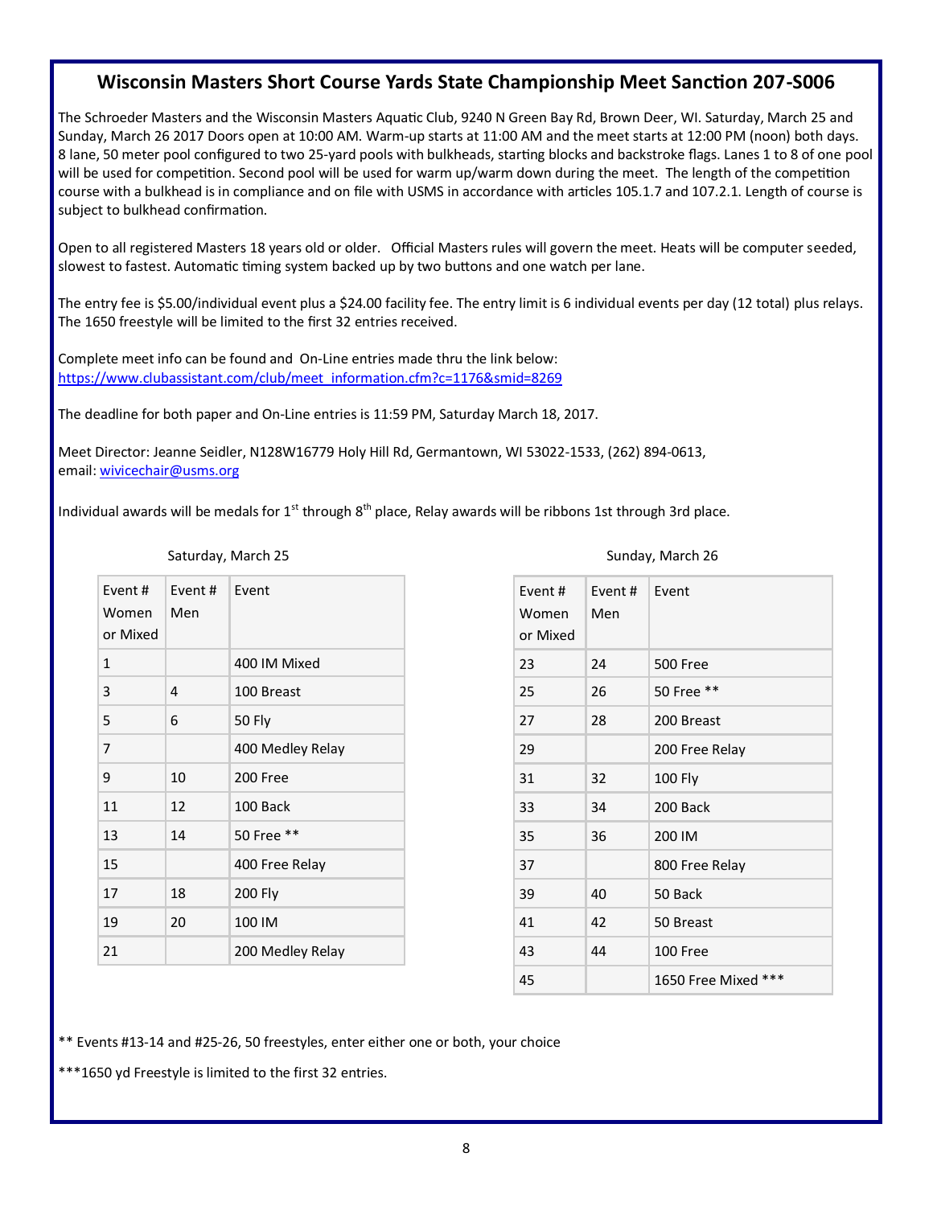## Wisconsin Masters Short Course Yards State Championship Meet Sanction 207-S006

The Schroeder Masters and the Wisconsin Masters Aquatic Club, 9240 N Green Bay Rd, Brown Deer, WI. Saturday, March 25 and Sunday, March 26 2017 Doors open at 10:00 AM. Warm-up starts at 11:00 AM and the meet starts at 12:00 PM (noon) both days. 8 lane, 50 meter pool configured to two 25-yard pools with bulkheads, starting blocks and backstroke flags. Lanes 1 to 8 of one pool will be used for competition. Second pool will be used for warm up/warm down during the meet. The length of the competition course with a bulkhead is in compliance and on file with USMS in accordance with articles 105.1.7 and 107.2.1. Length of course is subject to bulkhead confirmation.

Open to all registered Masters 18 years old or older. Official Masters rules will govern the meet. Heats will be computer seeded, slowest to fastest. Automatic timing system backed up by two buttons and one watch per lane.

The entry fee is $5.00/individual event plus a $24.00 facility fee. The entry limit is 6 individual events per day (12 total) plus relays. The 1650 freestyle will be limited to the first 32 entries received.

Complete meet info can be found and On-Line entries made thru the link below:
https://www.clubassistant.com/club/meet_information.cfm?c=1176&smid=8269

The deadline for both paper and On-Line entries is 11:59 PM, Saturday March 18, 2017.

Meet Director: Jeanne Seidler, N128W16779 Holy Hill Rd, Germantown, WI 53022-1533, (262) 894-0613, email: wivicechair@usms.org

Individual awards will be medals for 1st through 8th place, Relay awards will be ribbons 1st through 3rd place.

Saturday, March 25

| Event # Women or Mixed | Event # Men | Event |
|---|---|---|
| 1 | | 400 IM Mixed |
| 3 | 4 | 100 Breast |
| 5 | 6 | 50 Fly |
| 7 | | 400 Medley Relay |
| 9 | 10 | 200 Free |
| 11 | 12 | 100 Back |
| 13 | 14 | 50 Free ** |
| 15 | | 400 Free Relay |
| 17 | 18 | 200 Fly |
| 19 | 20 | 100 IM |
| 21 | | 200 Medley Relay |

Sunday, March 26

| Event # Women or Mixed | Event # Men | Event |
|---|---|---|
| 23 | 24 | 500 Free |
| 25 | 26 | 50 Free ** |
| 27 | 28 | 200 Breast |
| 29 | | 200 Free Relay |
| 31 | 32 | 100 Fly |
| 33 | 34 | 200 Back |
| 35 | 36 | 200 IM |
| 37 | | 800 Free Relay |
| 39 | 40 | 50 Back |
| 41 | 42 | 50 Breast |
| 43 | 44 | 100 Free |
| 45 | | 1650 Free Mixed *** |

** Events #13-14 and #25-26, 50 freestyles, enter either one or both, your choice

***1650 yd Freestyle is limited to the first 32 entries.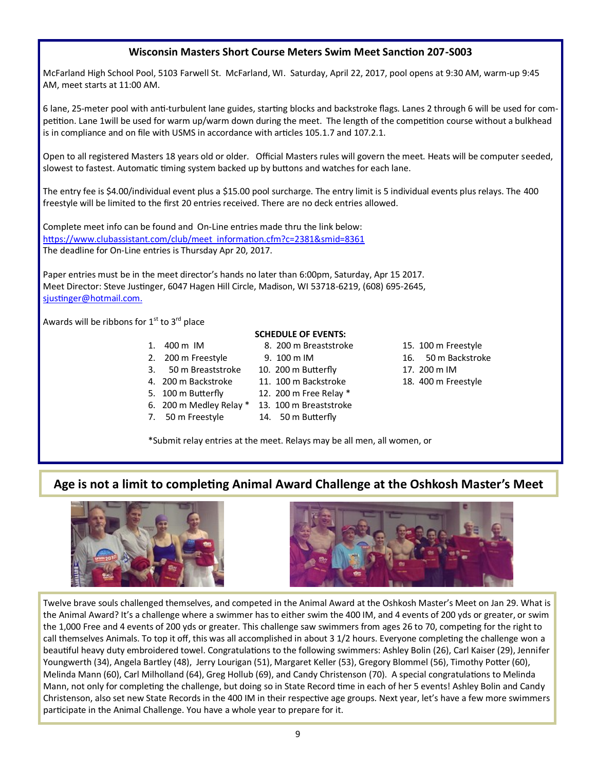## Wisconsin Masters Short Course Meters Swim Meet Sanction 207-S003

McFarland High School Pool, 5103 Farwell St. McFarland, WI. Saturday, April 22, 2017, pool opens at 9:30 AM, warm-up 9:45 AM, meet starts at 11:00 AM.

6 lane, 25-meter pool with anti-turbulent lane guides, starting blocks and backstroke flags. Lanes 2 through 6 will be used for competition. Lane 1will be used for warm up/warm down during the meet. The length of the competition course without a bulkhead is in compliance and on file with USMS in accordance with articles 105.1.7 and 107.2.1.

Open to all registered Masters 18 years old or older. Official Masters rules will govern the meet. Heats will be computer seeded, slowest to fastest. Automatic timing system backed up by buttons and watches for each lane.

The entry fee is $4.00/individual event plus a $15.00 pool surcharge. The entry limit is 5 individual events plus relays. The 400 freestyle will be limited to the first 20 entries received. There are no deck entries allowed.

Complete meet info can be found and On-Line entries made thru the link below:
https://www.clubassistant.com/club/meet_information.cfm?c=2381&smid=8361
The deadline for On-Line entries is Thursday Apr 20, 2017.

Paper entries must be in the meet director's hands no later than 6:00pm, Saturday, Apr 15 2017.
Meet Director: Steve Justinger, 6047 Hagen Hill Circle, Madison, WI 53718-6219, (608) 695-2645, sjustinger@hotmail.com.

Awards will be ribbons for 1st to 3rd place

**SCHEDULE OF EVENTS:**

1. 400 m IM
2. 200 m Freestyle
3. 50 m Breaststroke
4. 200 m Backstroke
5. 100 m Butterfly
6. 200 m Medley Relay *
7. 50 m Freestyle
8. 200 m Breaststroke
9. 100 m IM
10. 200 m Butterfly
11. 100 m Backstroke
12. 200 m Free Relay *
13. 100 m Breaststroke
14. 50 m Butterfly
15. 100 m Freestyle
16. 50 m Backstroke
17. 200 m IM
18. 400 m Freestyle

*Submit relay entries at the meet. Relays may be all men, all women, or

## Age is not a limit to completing Animal Award Challenge at the Oshkosh Master's Meet

Twelve brave souls challenged themselves, and competed in the Animal Award at the Oshkosh Master's Meet on Jan 29. What is the Animal Award? It's a challenge where a swimmer has to either swim the 400 IM, and 4 events of 200 yds or greater, or swim the 1,000 Free and 4 events of 200 yds or greater. This challenge saw swimmers from ages 26 to 70, competing for the right to call themselves Animals. To top it off, this was all accomplished in about 3 1/2 hours. Everyone completing the challenge won a beautiful heavy duty embroidered towel. Congratulations to the following swimmers: Ashley Bolin (26), Carl Kaiser (29), Jennifer Youngwerth (34), Angela Bartley (48), Jerry Lourigan (51), Margaret Keller (53), Gregory Blommel (56), Timothy Potter (60), Melinda Mann (60), Carl Milholland (64), Greg Hollub (69), and Candy Christenson (70). A special congratulations to Melinda Mann, not only for completing the challenge, but doing so in State Record time in each of her 5 events! Ashley Bolin and Candy Christenson, also set new State Records in the 400 IM in their respective age groups. Next year, let's have a few more swimmers participate in the Animal Challenge. You have a whole year to prepare for it.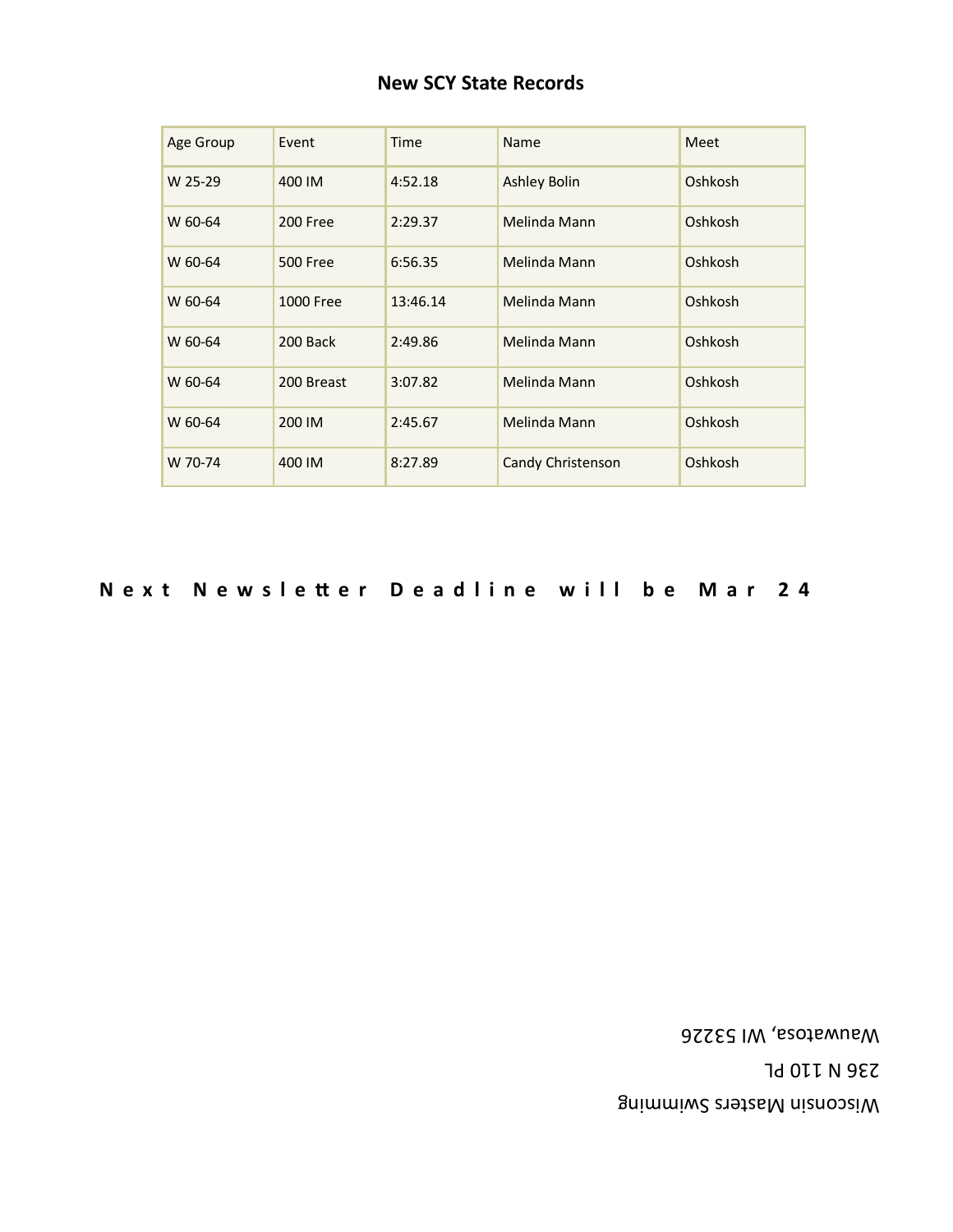## New SCY State Records

| Age Group | Event | Time | Name | Meet |
|---|---|---|---|---|
| W 25-29 | 400 IM | 4:52.18 | Ashley Bolin | Oshkosh |
| W 60-64 | 200 Free | 2:29.37 | Melinda Mann | Oshkosh |
| W 60-64 | 500 Free | 6:56.35 | Melinda Mann | Oshkosh |
| W 60-64 | 1000 Free | 13:46.14 | Melinda Mann | Oshkosh |
| W 60-64 | 200 Back | 2:49.86 | Melinda Mann | Oshkosh |
| W 60-64 | 200 Breast | 3:07.82 | Melinda Mann | Oshkosh |
| W 60-64 | 200 IM | 2:45.67 | Melinda Mann | Oshkosh |
| W 70-74 | 400 IM | 8:27.89 | Candy Christenson | Oshkosh |

**Next Newsletter Deadline will be Mar 24**

Wisconsin Masters Swimming
236 N 110 PL
Wauwatosa, WI 53226